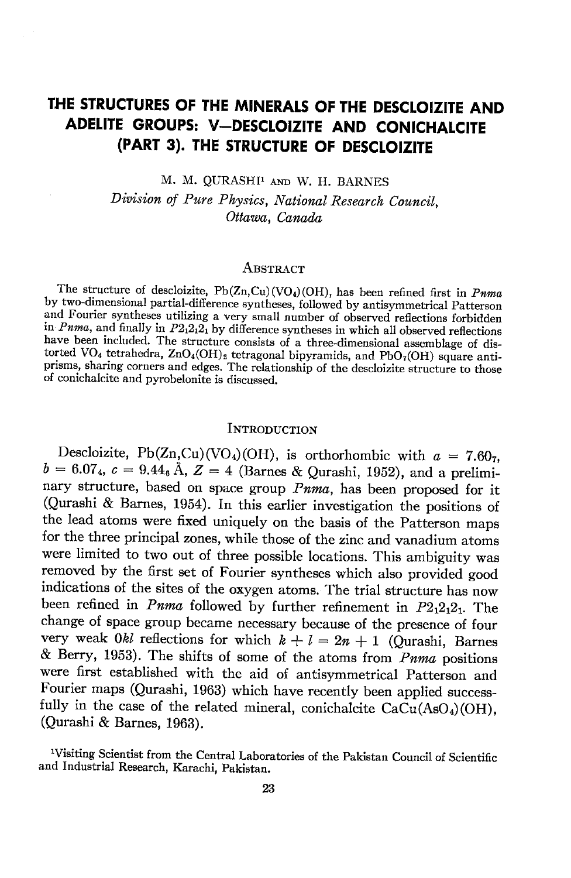# THE STRUCTURES OF THE MINERALS OF THE DESCLOIZITE AND ADELITE GROUPS: V—DESCLOIZITE AND CONICHALCITE (PART 3). THE STRUCTURE OF DESCLOIZITE

M. M. QURASHI[1] AND W. H. BARNES

*Division of Pure Physics, National Research Council, Ottawa, Canada*

## Abstract

The structure of descloizite, Pb(Zn,Cu)$(VO_4)$(OH), has been refined first in *Pnma* by two-dimensional partial-difference syntheses, followed by antisymmetrical Patterson and Fourier syntheses utilizing a very small number of observed reflections forbidden in *Pnma*, and finally in $P2_12_12_1$ by difference syntheses in which all observed reflections have been included. The structure consists of a three-dimensional assemblage of distorted $VO_4$ tetrahedra, $ZnO_4(OH)_2$ tetragonal bipyramids, and $PbO_7$(OH) square antiprisms, sharing corners and edges. The relationship of the descloizite structure to those of conichalcite and pyrobelonite is discussed.

## Introduction

Descloizite, Pb(Zn,Cu)$(VO_4)$(OH), is orthorhombic with $a = 7.60_7$, $b = 6.07_4$, $c = 9.44_6$ Å, $Z = 4$ (Barnes & Qurashi, 1952), and a preliminary structure, based on space group *Pnma*, has been proposed for it (Qurashi & Barnes, 1954). In this earlier investigation the positions of the lead atoms were fixed uniquely on the basis of the Patterson maps for the three principal zones, while those of the zinc and vanadium atoms were limited to two out of three possible locations. This ambiguity was removed by the first set of Fourier syntheses which also provided good indications of the sites of the oxygen atoms. The trial structure has now been refined in *Pnma* followed by further refinement in $P2_12_12_1$. The change of space group became necessary because of the presence of four very weak $0kl$ reflections for which $k + l = 2n + 1$ (Qurashi, Barnes & Berry, 1953). The shifts of some of the atoms from *Pnma* positions were first established with the aid of antisymmetrical Patterson and Fourier maps (Qurashi, 1963) which have recently been applied successfully in the case of the related mineral, conichalcite CaCu$(AsO_4)$(OH), (Qurashi & Barnes, 1963).

[1]Visiting Scientist from the Central Laboratories of the Pakistan Council of Scientific and Industrial Research, Karachi, Pakistan.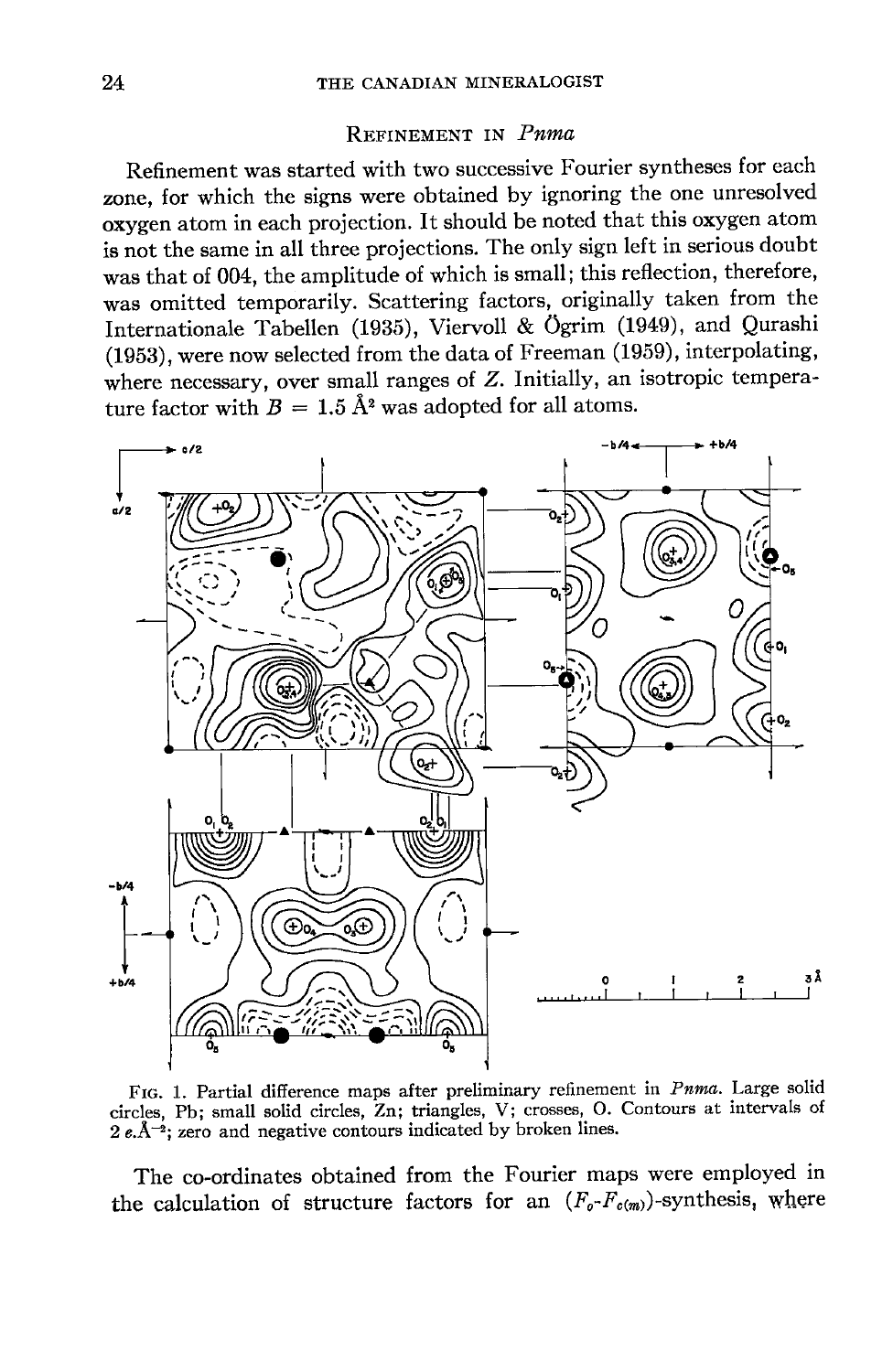## Refinement in *Pnma*

Refinement was started with two successive Fourier syntheses for each zone, for which the signs were obtained by ignoring the one unresolved oxygen atom in each projection. It should be noted that this oxygen atom is not the same in all three projections. The only sign left in serious doubt was that of 004, the amplitude of which is small; this reflection, therefore, was omitted temporarily. Scattering factors, originally taken from the Internationale Tabellen (1935), Viervoll & Ögrim (1949), and Qurashi (1953), were now selected from the data of Freeman (1959), interpolating, where necessary, over small ranges of $Z$. Initially, an isotropic temperature factor with $B = 1.5$ Å$^2$ was adopted for all atoms.

FIG. 1. Partial difference maps after preliminary refinement in *Pnma*. Large solid circles, Pb; small solid circles, Zn; triangles, V; crosses, O. Contours at intervals of 2 $e$.Å$^{-2}$; zero and negative contours indicated by broken lines.

The co-ordinates obtained from the Fourier maps were employed in the calculation of structure factors for an $(F_o\text{-}F_{c(m)})$-synthesis, where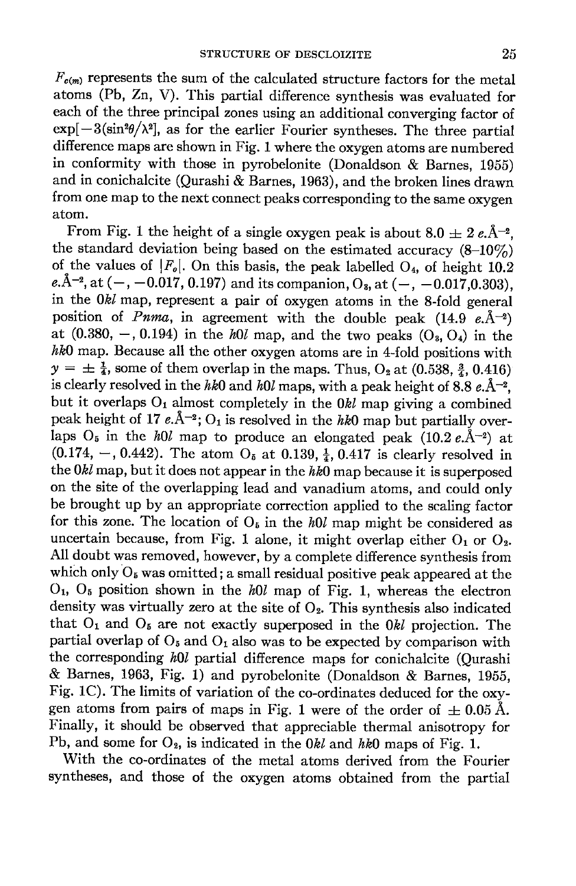$F_{c(m)}$ represents the sum of the calculated structure factors for the metal atoms (Pb, Zn, V). This partial difference synthesis was evaluated for each of the three principal zones using an additional converging factor of $\exp[-3(\sin^2\theta/\lambda^2]$, as for the earlier Fourier syntheses. The three partial difference maps are shown in Fig. 1 where the oxygen atoms are numbered in conformity with those in pyrobelonite (Donaldson & Barnes, 1955) and in conichalcite (Qurashi & Barnes, 1963), and the broken lines drawn from one map to the next connect peaks corresponding to the same oxygen atom.

From Fig. 1 the height of a single oxygen peak is about $8.0 \pm 2$ e.Å$^{-2}$, the standard deviation being based on the estimated accuracy (8–10%) of the values of $|F_o|$. On this basis, the peak labelled $O_4$, of height 10.2 e.Å$^{-2}$, at (–, –0.017, 0.197) and its companion, $O_3$, at (–, –0.017,0.303), in the $0kl$ map, represent a pair of oxygen atoms in the 8-fold general position of *Pnma*, in agreement with the double peak (14.9 e.Å$^{-2}$) at (0.380, –, 0.194) in the $h0l$ map, and the two peaks ($O_3$, $O_4$) in the $hk0$ map. Because all the other oxygen atoms are in 4-fold positions with $y = \pm \frac{1}{4}$, some of them overlap in the maps. Thus, $O_2$ at (0.538, $\frac{3}{4}$, 0.416) is clearly resolved in the $hk0$ and $h0l$ maps, with a peak height of 8.8 e.Å$^{-2}$, but it overlaps $O_1$ almost completely in the $0kl$ map giving a combined peak height of 17 e.Å$^{-2}$; $O_1$ is resolved in the $hk0$ map but partially overlaps $O_5$ in the $h0l$ map to produce an elongated peak (10.2 e.Å$^{-2}$) at (0.174, –, 0.442). The atom $O_5$ at 0.139, $\frac{1}{4}$, 0.417 is clearly resolved in the $0kl$ map, but it does not appear in the $hk0$ map because it is superposed on the site of the overlapping lead and vanadium atoms, and could only be brought up by an appropriate correction applied to the scaling factor for this zone. The location of $O_5$ in the $h0l$ map might be considered as uncertain because, from Fig. 1 alone, it might overlap either $O_1$ or $O_2$. All doubt was removed, however, by a complete difference synthesis from which only $O_5$ was omitted; a small residual positive peak appeared at the $O_1$, $O_5$ position shown in the $h0l$ map of Fig. 1, whereas the electron density was virtually zero at the site of $O_2$. This synthesis also indicated that $O_1$ and $O_5$ are not exactly superposed in the $0kl$ projection. The partial overlap of $O_5$ and $O_1$ also was to be expected by comparison with the corresponding $h0l$ partial difference maps for conichalcite (Qurashi & Barnes, 1963, Fig. 1) and pyrobelonite (Donaldson & Barnes, 1955, Fig. 1C). The limits of variation of the co-ordinates deduced for the oxygen atoms from pairs of maps in Fig. 1 were of the order of $\pm$ 0.05 Å. Finally, it should be observed that appreciable thermal anisotropy for Pb, and some for $O_2$, is indicated in the $0kl$ and $hk0$ maps of Fig. 1.

With the co-ordinates of the metal atoms derived from the Fourier syntheses, and those of the oxygen atoms obtained from the partial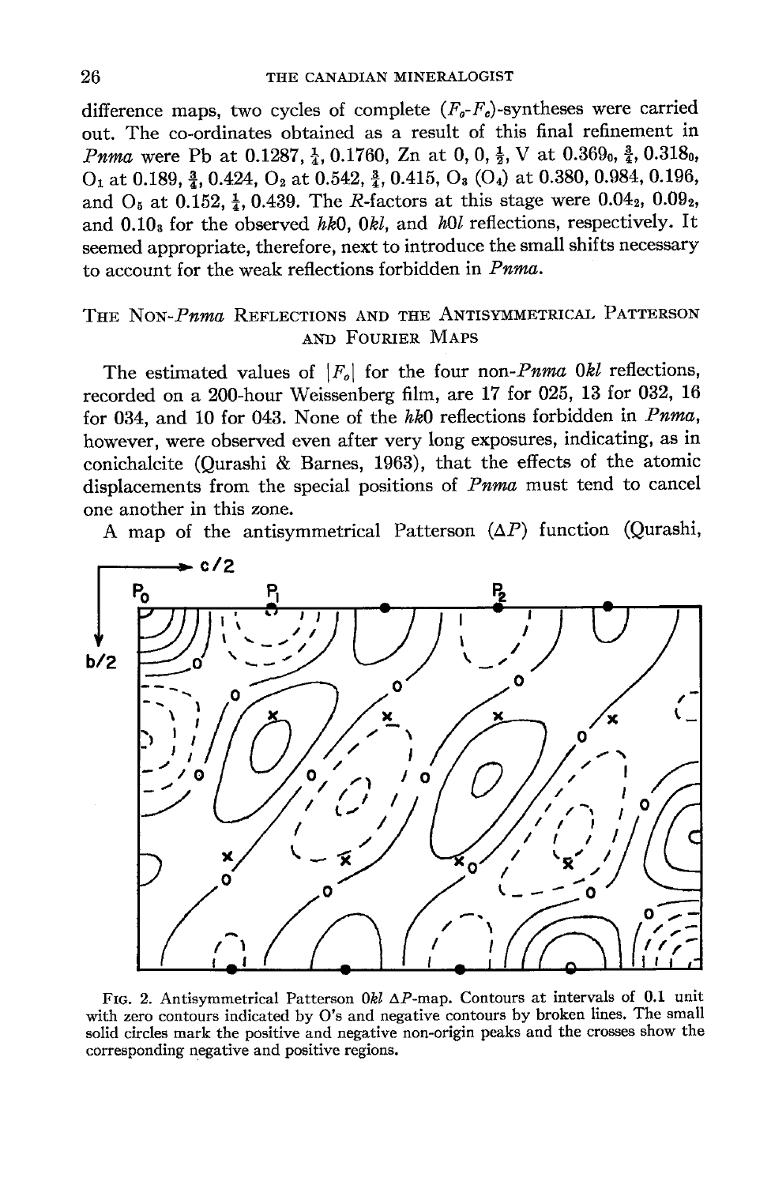difference maps, two cycles of complete ($F_o$-$F_c$)-syntheses were carried out. The co-ordinates obtained as a result of this final refinement in *Pnma* were Pb at 0.1287, $\frac{1}{4}$, 0.1760, Zn at 0, 0, $\frac{1}{2}$, V at $0.369_0$, $\frac{3}{4}$, $0.318_0$, $O_1$ at 0.189, $\frac{3}{4}$, 0.424, $O_2$ at 0.542, $\frac{3}{4}$, 0.415, $O_3$ ($O_4$) at 0.380, 0.984, 0.196, and $O_5$ at 0.152, $\frac{1}{4}$, 0.439. The *R*-factors at this stage were $0.04_2$, $0.09_2$, and $0.10_3$ for the observed *hk*0, 0*kl*, and *h*0*l* reflections, respectively. It seemed appropriate, therefore, next to introduce the small shifts necessary to account for the weak reflections forbidden in *Pnma*.

## The Non-*Pnma* Reflections and the Antisymmetrical Patterson and Fourier Maps

The estimated values of $|F_o|$ for the four non-*Pnma* 0*kl* reflections, recorded on a 200-hour Weissenberg film, are 17 for 025, 13 for 032, 16 for 034, and 10 for 043. None of the *hk*0 reflections forbidden in *Pnma*, however, were observed even after very long exposures, indicating, as in conichalcite (Qurashi & Barnes, 1963), that the effects of the atomic displacements from the special positions of *Pnma* must tend to cancel one another in this zone.

A map of the antisymmetrical Patterson ($\Delta P$) function (Qurashi,

FIG. 2. Antisymmetrical Patterson 0*kl* $\Delta P$-map. Contours at intervals of 0.1 unit with zero contours indicated by O's and negative contours by broken lines. The small solid circles mark the positive and negative non-origin peaks and the crosses show the corresponding negative and positive regions.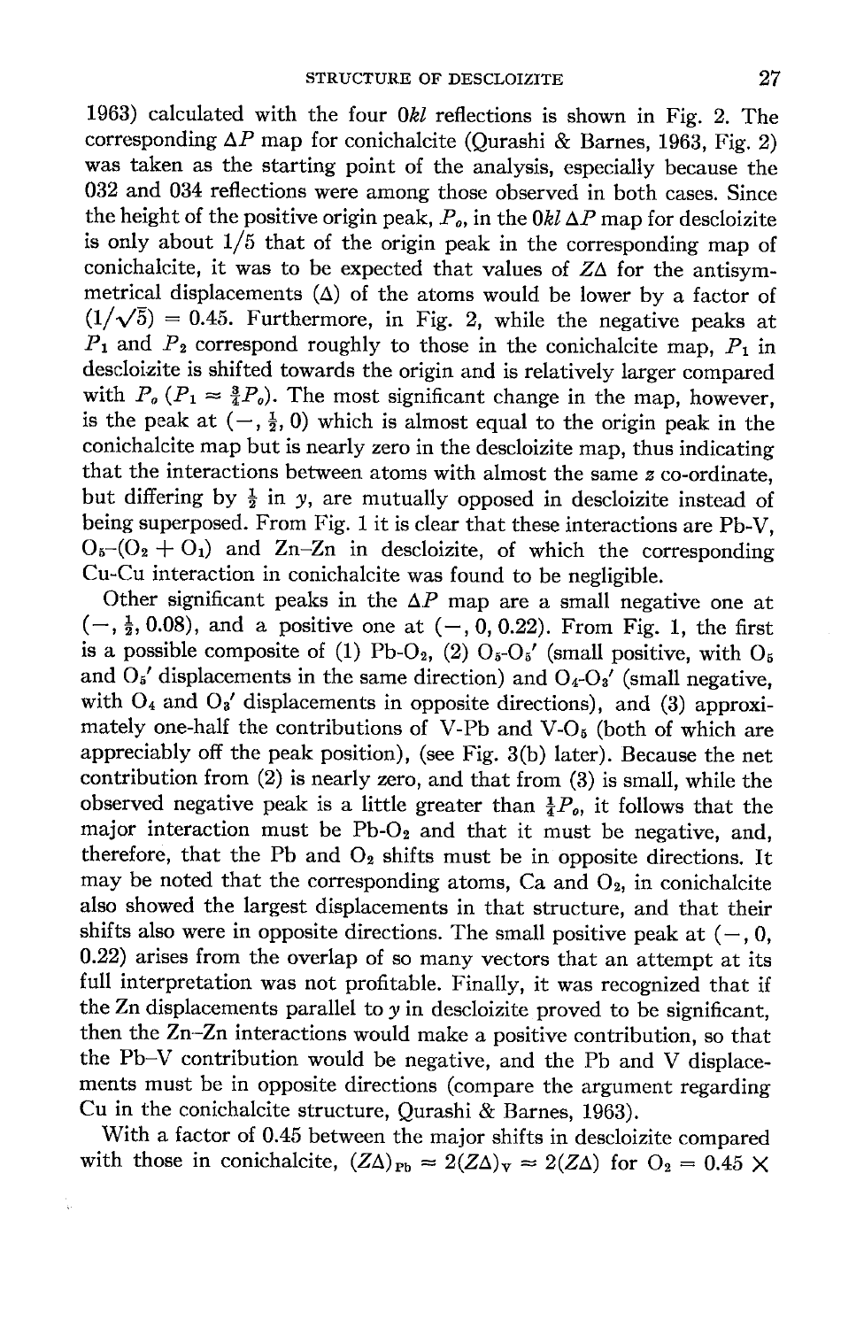1963) calculated with the four $0kl$ reflections is shown in Fig. 2. The corresponding $\Delta P$ map for conichalcite (Qurashi & Barnes, 1963, Fig. 2) was taken as the starting point of the analysis, especially because the 032 and 034 reflections were among those observed in both cases. Since the height of the positive origin peak, $P_o$, in the $0kl$ $\Delta P$ map for descloizite is only about 1/5 that of the origin peak in the corresponding map of conichalcite, it was to be expected that values of $Z\Delta$ for the antisymmetrical displacements ($\Delta$) of the atoms would be lower by a factor of $(1/\sqrt{5}) = 0.45$. Furthermore, in Fig. 2, while the negative peaks at $P_1$ and $P_2$ correspond roughly to those in the conichalcite map, $P_1$ in descloizite is shifted towards the origin and is relatively larger compared with $P_o$ ($P_1 \approx \frac{3}{4}P_o$). The most significant change in the map, however, is the peak at $(-, \frac{1}{2}, 0)$ which is almost equal to the origin peak in the conichalcite map but is nearly zero in the descloizite map, thus indicating that the interactions between atoms with almost the same $z$ co-ordinate, but differing by $\frac{1}{2}$ in $y$, are mutually opposed in descloizite instead of being superposed. From Fig. 1 it is clear that these interactions are Pb-V, $O_5$-($O_2$ + $O_1$) and Zn-Zn in descloizite, of which the corresponding Cu-Cu interaction in conichalcite was found to be negligible.

Other significant peaks in the $\Delta P$ map are a small negative one at $(-, \frac{1}{2}, 0.08)$, and a positive one at $(-, 0, 0.22)$. From Fig. 1, the first is a possible composite of (1) Pb-$O_2$, (2) $O_5$-$O_5'$ (small positive, with $O_5$ and $O_5'$ displacements in the same direction) and $O_4$-$O_3'$ (small negative, with $O_4$ and $O_3'$ displacements in opposite directions), and (3) approximately one-half the contributions of V-Pb and V-$O_5$ (both of which are appreciably off the peak position), (see Fig. 3(b) later). Because the net contribution from (2) is nearly zero, and that from (3) is small, while the observed negative peak is a little greater than $\frac{1}{4}P_o$, it follows that the major interaction must be Pb-$O_2$ and that it must be negative, and, therefore, that the Pb and $O_2$ shifts must be in opposite directions. It may be noted that the corresponding atoms, Ca and $O_2$, in conichalcite also showed the largest displacements in that structure, and that their shifts also were in opposite directions. The small positive peak at $(-, 0, 0.22)$ arises from the overlap of so many vectors that an attempt at its full interpretation was not profitable. Finally, it was recognized that if the Zn displacements parallel to $y$ in descloizite proved to be significant, then the Zn-Zn interactions would make a positive contribution, so that the Pb-V contribution would be negative, and the Pb and V displacements must be in opposite directions (compare the argument regarding Cu in the conichalcite structure, Qurashi & Barnes, 1963).

With a factor of 0.45 between the major shifts in descloizite compared with those in conichalcite, $(Z\Delta)_{Pb} \approx 2(Z\Delta)_V \approx 2(Z\Delta)$ for $O_2 = 0.45 \times$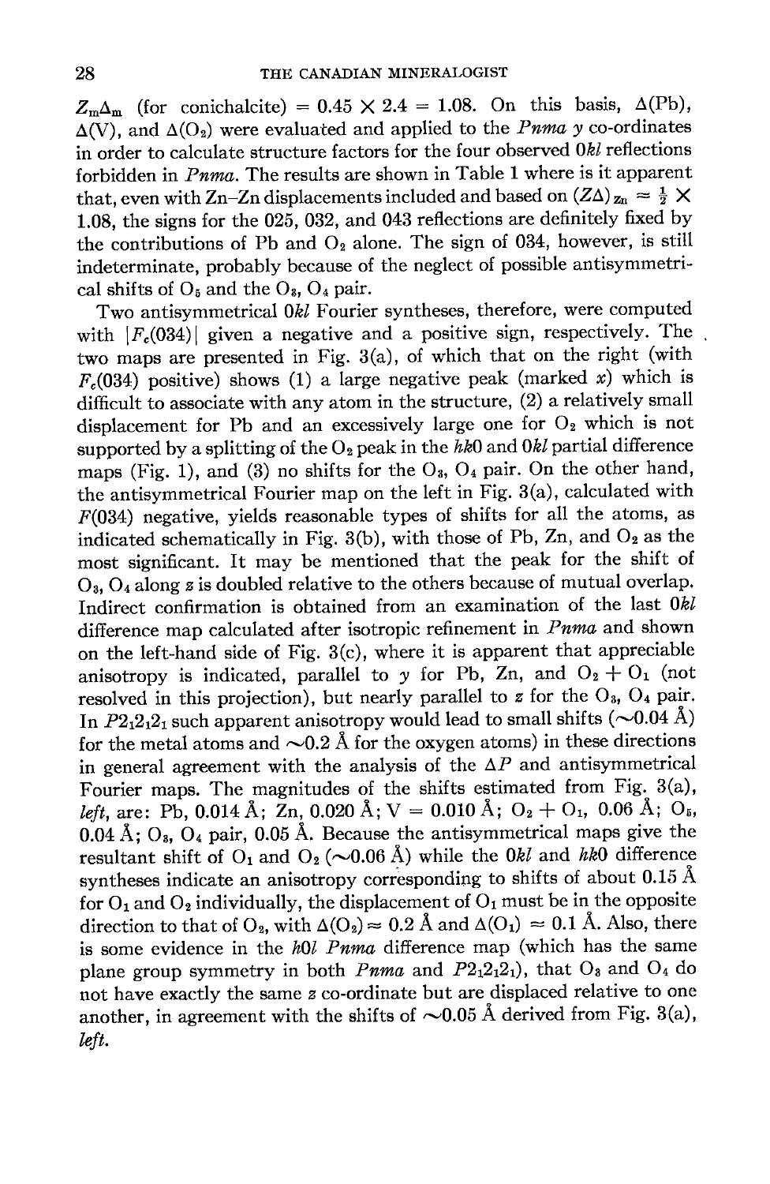$Z_m\Delta_m$ (for conichalcite) = 0.45 × 2.4 = 1.08. On this basis, Δ(Pb), Δ(V), and $\Delta(O_2)$ were evaluated and applied to the *Pnma y* co-ordinates in order to calculate structure factors for the four observed $0kl$ reflections forbidden in *Pnma*. The results are shown in Table 1 where is it apparent that, even with Zn–Zn displacements included and based on $(Z\Delta)_{Zn} \approx \frac{1}{2} \times 1.08$, the signs for the 025, 032, and 043 reflections are definitely fixed by the contributions of Pb and $O_2$ alone. The sign of 034, however, is still indeterminate, probably because of the neglect of possible antisymmetrical shifts of $O_5$ and the $O_3$, $O_4$ pair.

Two antisymmetrical $0kl$ Fourier syntheses, therefore, were computed with $|F_c(034)|$ given a negative and a positive sign, respectively. The two maps are presented in Fig. 3(a), of which that on the right (with $F_c(034)$ positive) shows (1) a large negative peak (marked $x$) which is difficult to associate with any atom in the structure, (2) a relatively small displacement for Pb and an excessively large one for $O_2$ which is not supported by a splitting of the $O_2$ peak in the $hk0$ and $0kl$ partial difference maps (Fig. 1), and (3) no shifts for the $O_3$, $O_4$ pair. On the other hand, the antisymmetrical Fourier map on the left in Fig. 3(a), calculated with $F(034)$ negative, yields reasonable types of shifts for all the atoms, as indicated schematically in Fig. 3(b), with those of Pb, Zn, and $O_2$ as the most significant. It may be mentioned that the peak for the shift of $O_3$, $O_4$ along $z$ is doubled relative to the others because of mutual overlap. Indirect confirmation is obtained from an examination of the last $0kl$ difference map calculated after isotropic refinement in *Pnma* and shown on the left-hand side of Fig. 3(c), where it is apparent that appreciable anisotropy is indicated, parallel to $y$ for Pb, Zn, and $O_2 + O_1$ (not resolved in this projection), but nearly parallel to $z$ for the $O_3$, $O_4$ pair. In $P2_12_12_1$ such apparent anisotropy would lead to small shifts (~0.04 Å) for the metal atoms and ~0.2 Å for the oxygen atoms) in these directions in general agreement with the analysis of the $\Delta P$ and antisymmetrical Fourier maps. The magnitudes of the shifts estimated from Fig. 3(a), *left*, are: Pb, 0.014 Å; Zn, 0.020 Å; V = 0.010 Å; $O_2 + O_1$, 0.06 Å; $O_5$, 0.04 Å; $O_3$, $O_4$ pair, 0.05 Å. Because the antisymmetrical maps give the resultant shift of $O_1$ and $O_2$ (~0.06 Å) while the $0kl$ and $hk0$ difference syntheses indicate an anisotropy corresponding to shifts of about 0.15 Å for $O_1$ and $O_2$ individually, the displacement of $O_1$ must be in the opposite direction to that of $O_2$, with $\Delta(O_2) \approx 0.2$ Å and $\Delta(O_1) \approx 0.1$ Å. Also, there is some evidence in the $h0l$ *Pnma* difference map (which has the same plane group symmetry in both *Pnma* and $P2_12_12_1$), that $O_3$ and $O_4$ do not have exactly the same $z$ co-ordinate but are displaced relative to one another, in agreement with the shifts of ~0.05 Å derived from Fig. 3(a), *left*.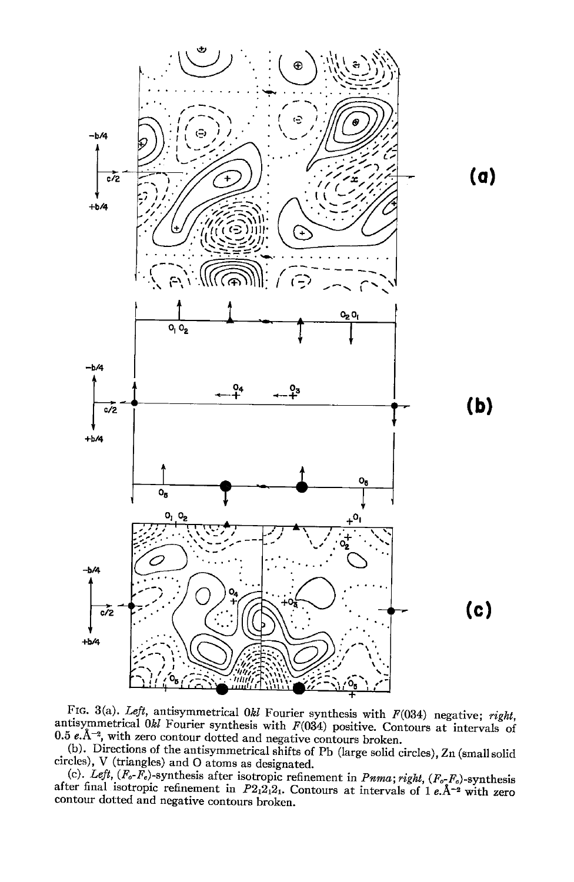FIG. 3(a). *Left,* antisymmetrical $0kl$ Fourier synthesis with $F(034)$ negative; *right,* antisymmetrical $0kl$ Fourier synthesis with $F(034)$ positive. Contours at intervals of 0.5 $e.\text{Å}^{-2}$, with zero contour dotted and negative contours broken.

(b). Directions of the antisymmetrical shifts of Pb (large solid circles), Zn (small solid circles), V (triangles) and O atoms as designated.

(c). *Left,* $(F_o\text{-}F_c)$-synthesis after isotropic refinement in *Pnma*; *right,* $(F_o\text{-}F_c)$-synthesis after final isotropic refinement in $P2_12_12_1$. Contours at intervals of 1 $e.\text{Å}^{-2}$ with zero contour dotted and negative contours broken.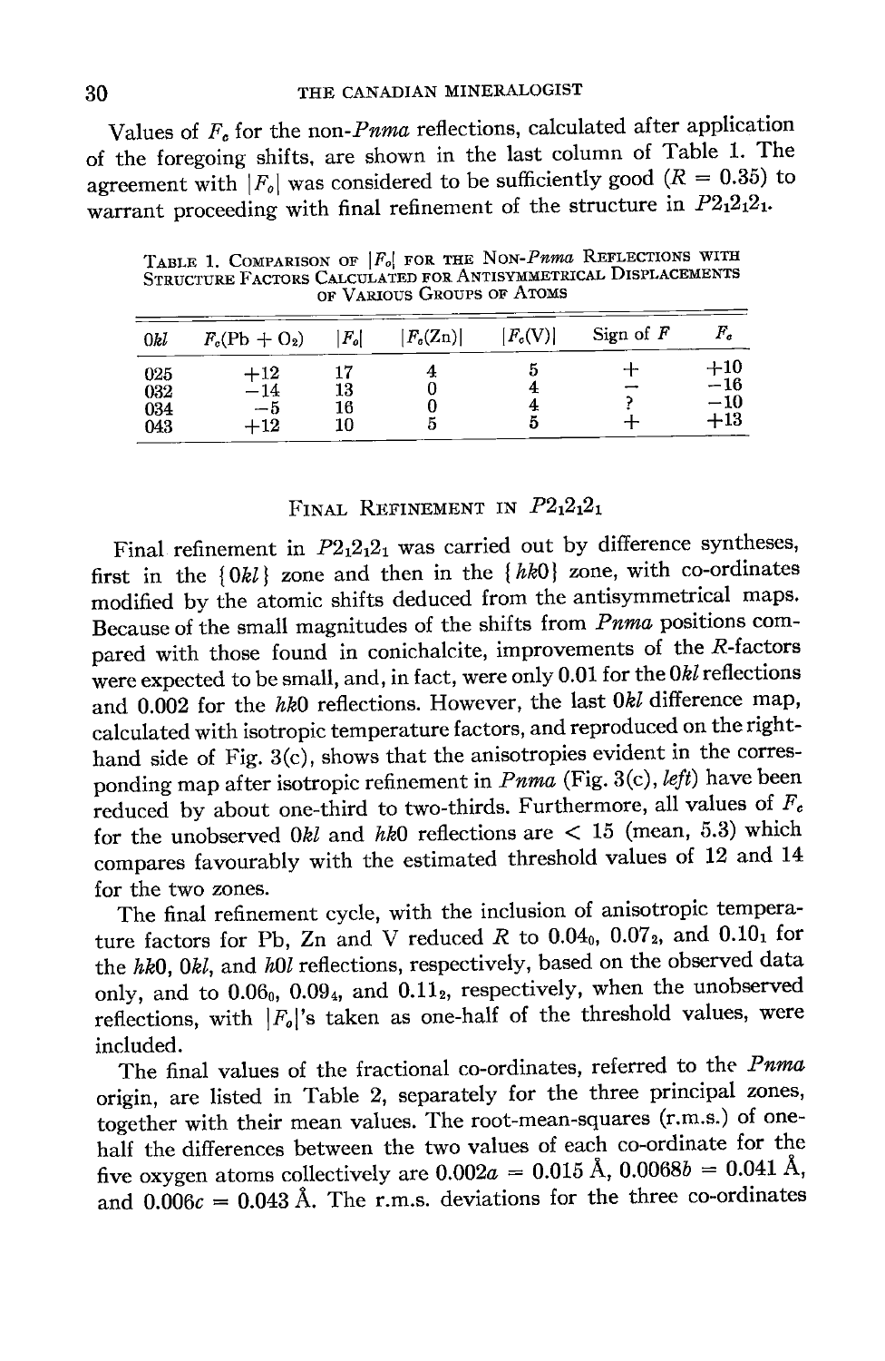Values of $F_c$ for the non-*Pnma* reflections, calculated after application of the foregoing shifts, are shown in the last column of Table 1. The agreement with $|F_o|$ was considered to be sufficiently good ($R = 0.35$) to warrant proceeding with final refinement of the structure in $P2_12_12_1$.

TABLE 1. COMPARISON OF $|F_o|$ FOR THE NON-*Pnma* REFLECTIONS WITH STRUCTURE FACTORS CALCULATED FOR ANTISYMMETRICAL DISPLACEMENTS OF VARIOUS GROUPS OF ATOMS

| $0kl$ | $F_c(\text{Pb} + \text{O}_2)$ | $\|F_o\|$ | $\|F_c(\text{Zn})\|$ | $\|F_c(\text{V})\|$ | Sign of $F$ | $F_c$ |
|---|---|---|---|---|---|---|
| 025 | +12 | 17 | 4 | 5 | + | +10 |
| 032 | −14 | 13 | 0 | 4 | − | −16 |
| 034 | −5 | 16 | 0 | 4 | ? | −10 |
| 043 | +12 | 10 | 5 | 5 | + | +13 |

## FINAL REFINEMENT IN $P2_12_12_1$

Final refinement in $P2_12_12_1$ was carried out by difference syntheses, first in the $\{0kl\}$ zone and then in the $\{hk0\}$ zone, with co-ordinates modified by the atomic shifts deduced from the antisymmetrical maps. Because of the small magnitudes of the shifts from *Pnma* positions compared with those found in conichalcite, improvements of the $R$-factors were expected to be small, and, in fact, were only 0.01 for the $0kl$ reflections and 0.002 for the $hk0$ reflections. However, the last $0kl$ difference map, calculated with isotropic temperature factors, and reproduced on the right-hand side of Fig. 3(c), shows that the anisotropies evident in the corresponding map after isotropic refinement in *Pnma* (Fig. 3(c), *left*) have been reduced by about one-third to two-thirds. Furthermore, all values of $F_c$ for the unobserved $0kl$ and $hk0$ reflections are $< 15$ (mean, 5.3) which compares favourably with the estimated threshold values of 12 and 14 for the two zones.

The final refinement cycle, with the inclusion of anisotropic temperature factors for Pb, Zn and V reduced $R$ to $0.04_0$, $0.07_2$, and $0.10_1$ for the $hk0$, $0kl$, and $h0l$ reflections, respectively, based on the observed data only, and to $0.06_0$, $0.09_4$, and $0.11_2$, respectively, when the unobserved reflections, with $|F_o|$'s taken as one-half of the threshold values, were included.

The final values of the fractional co-ordinates, referred to the *Pnma* origin, are listed in Table 2, separately for the three principal zones, together with their mean values. The root-mean-squares (r.m.s.) of one-half the differences between the two values of each co-ordinate for the five oxygen atoms collectively are $0.002a = 0.015$ Å, $0.0068b = 0.041$ Å, and $0.006c = 0.043$ Å. The r.m.s. deviations for the three co-ordinates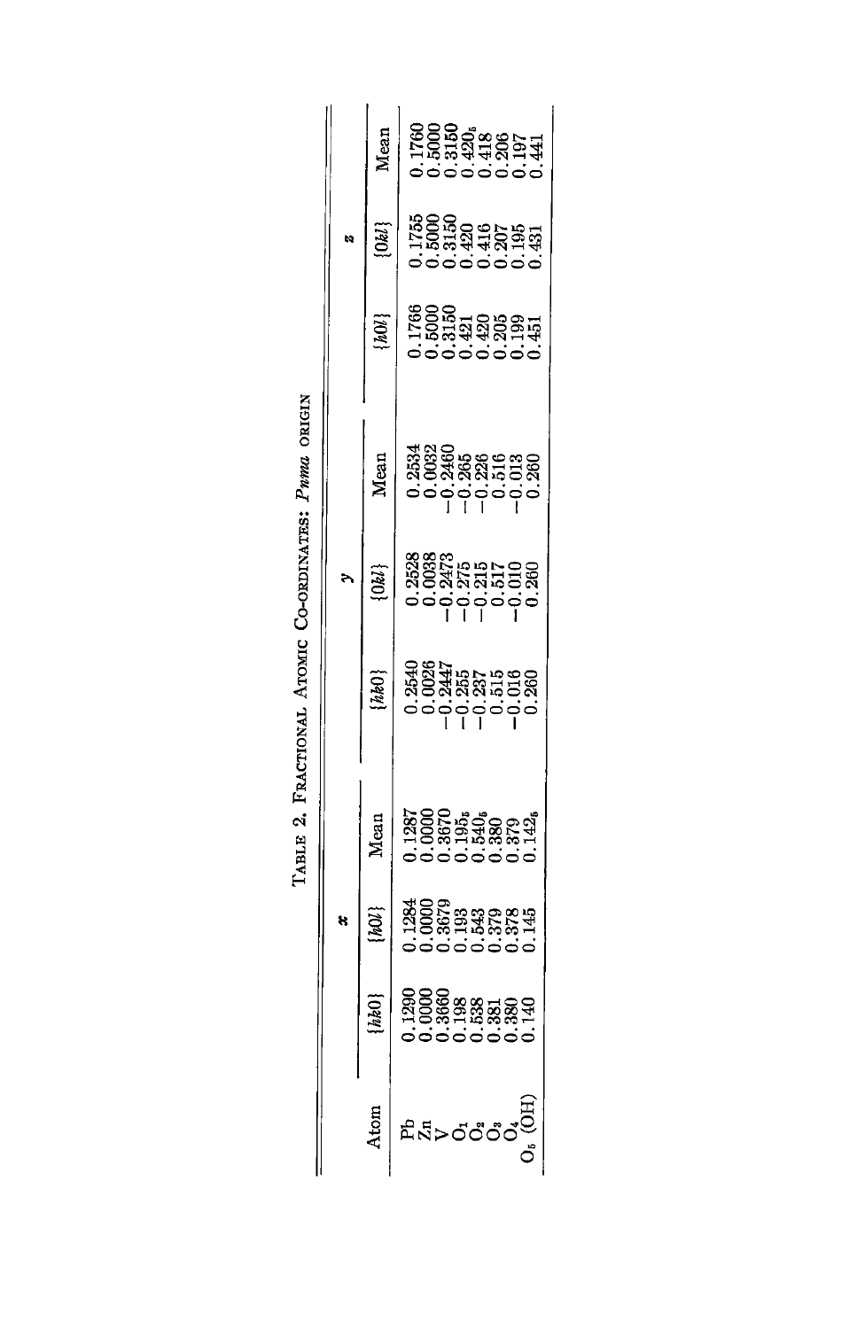TABLE 2. FRACTIONAL ATOMIC CO-ORDINATES: *Pnma* ORIGIN

| Atom | *x* | | | *y* | | | *z* | | |
|---|---|---|---|---|---|---|---|---|---|
| | {*hk*0} | {*h*0*l*} | Mean | {*hk*0} | {0*kl*} | Mean | {*h*0*l*} | {0*kl*} | Mean |
| Pb | 0.1290 | 0.1284 | 0.1287 | 0.2540 | 0.2528 | 0.2534 | 0.1766 | 0.1755 | 0.1760 |
| Zn | 0.0000 | 0.0000 | 0.0000 | 0.0026 | 0.0038 | 0.0032 | 0.5000 | 0.5000 | 0.5000 |
| V | 0.3660 | 0.3679 | 0.3670 | −0.2447 | −0.2473 | −0.2460 | 0.3150 | 0.3150 | 0.3150 |
| $O_1$ | 0.198 | 0.193 | $0.195_5$ | −0.255 | −0.275 | −0.265 | 0.421 | 0.420 | $0.420_5$ |
| $O_2$ | 0.538 | 0.543 | $0.540_5$ | −0.237 | −0.215 | −0.226 | 0.420 | 0.416 | 0.418 |
| $O_3$ | 0.381 | 0.379 | 0.380 | 0.515 | 0.517 | 0.516 | 0.205 | 0.207 | 0.206 |
| $O_4$ | 0.380 | 0.378 | 0.379 | −0.016 | −0.010 | −0.013 | 0.199 | 0.195 | 0.197 |
| $O_5$ (OH) | 0.140 | 0.145 | $0.142_5$ | 0.260 | 0.260 | 0.260 | 0.451 | 0.431 | 0.441 |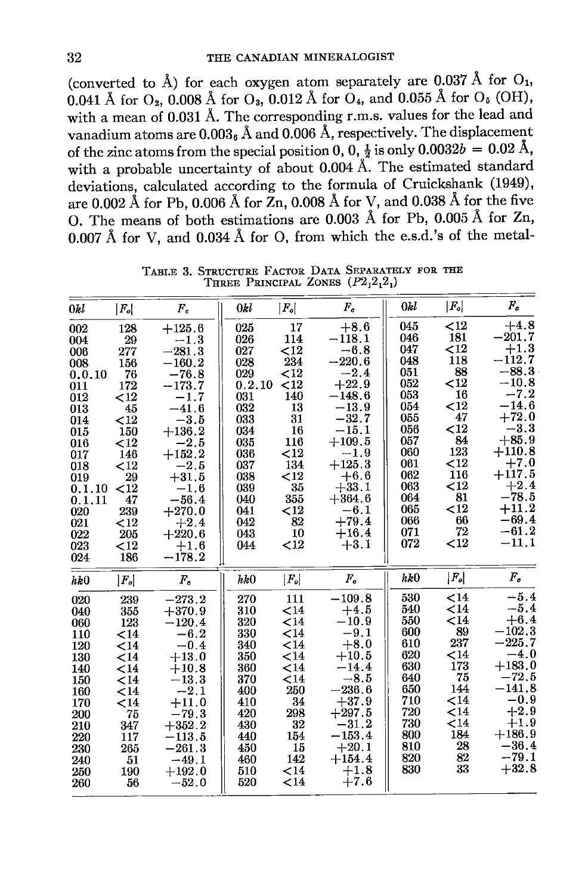(converted to Å) for each oxygen atom separately are 0.037 Å for $O_1$, 0.041 Å for $O_2$, 0.008 Å for $O_3$, 0.012 Å for $O_4$, and 0.055 Å for $O_5$ (OH), with a mean of 0.031 Å. The corresponding r.m.s. values for the lead and vanadium atoms are $0.003_6$ Å and 0.006 Å, respectively. The displacement of the zinc atoms from the special position 0, 0, $\frac{1}{2}$ is only $0.0032b = 0.02$ Å, with a probable uncertainty of about 0.004 Å. The estimated standard deviations, calculated according to the formula of Cruickshank (1949), are 0.002 Å for Pb, 0.006 Å for Zn, 0.008 Å for V, and 0.038 Å for the five O. The means of both estimations are 0.003 Å for Pb, 0.005 Å for Zn, 0.007 Å for V, and 0.034 Å for O, from which the e.s.d.'s of the metal-

TABLE 3. STRUCTURE FACTOR DATA SEPARATELY FOR THE THREE PRINCIPAL ZONES ($P2_12_12_1$)

| 0kl | $\|F_o\|$ | $F_c$ | 0kl | $\|F_o\|$ | $F_c$ | 0kl | $\|F_o\|$ | $F_c$ |
|---|---|---|---|---|---|---|---|---|
| 002 | 128 | +125.6 | 025 | 17 | +8.6 | 045 | <12 | +4.8 |
| 004 | 29 | −1.3 | 026 | 114 | −118.1 | 046 | 181 | −201.7 |
| 006 | 277 | −281.3 | 027 | <12 | −6.8 | 047 | <12 | +1.3 |
| 008 | 156 | −160.2 | 028 | 234 | −220.6 | 048 | 118 | −112.7 |
| 0.0.10 | 76 | −76.8 | 029 | <12 | −2.4 | 051 | 88 | −88.3 |
| 011 | 172 | −173.7 | 0.2.10 | <12 | +22.9 | 052 | <12 | −10.8 |
| 012 | <12 | −1.7 | 031 | 140 | −148.6 | 053 | 16 | −7.2 |
| 013 | 45 | −41.6 | 032 | 13 | −13.9 | 054 | <12 | −14.6 |
| 014 | <12 | −3.5 | 033 | 31 | −32.7 | 055 | 47 | +72.0 |
| 015 | 150 | +136.2 | 034 | 16 | −15.1 | 056 | <12 | −3.3 |
| 016 | <12 | −2.5 | 035 | 116 | +109.5 | 057 | 84 | +85.9 |
| 017 | 146 | +152.2 | 036 | <12 | −1.9 | 060 | 123 | +110.8 |
| 018 | <12 | −2.5 | 037 | 134 | +125.3 | 061 | <12 | +7.0 |
| 019 | 29 | +31.5 | 038 | <12 | +6.6 | 062 | 116 | +117.5 |
| 0.1.10 | <12 | −1.6 | 039 | 35 | +33.1 | 063 | <12 | +2.4 |
| 0.1.11 | 47 | −56.4 | 040 | 355 | +364.6 | 064 | 81 | −78.5 |
| 020 | 239 | +270.0 | 041 | <12 | −6.1 | 065 | <12 | +11.2 |
| 021 | <12 | +2.4 | 042 | 82 | +79.4 | 066 | 66 | −69.4 |
| 022 | 205 | +220.6 | 043 | 10 | +16.4 | 071 | 72 | −61.2 |
| 023 | <12 | +1.6 | 044 | <12 | +3.1 | 072 | <12 | −11.1 |
| 024 | 186 | −178.2 | | | | | | |

| hk0 | $\|F_o\|$ | $F_c$ | hk0 | $\|F_o\|$ | $F_c$ | hk0 | $\|F_o\|$ | $F_c$ |
|---|---|---|---|---|---|---|---|---|
| 020 | 239 | −273.2 | 270 | 111 | −109.8 | 530 | <14 | −5.4 |
| 040 | 355 | +370.9 | 310 | <14 | +4.5 | 540 | <14 | −5.4 |
| 060 | 123 | −120.4 | 320 | <14 | −10.9 | 550 | <14 | +6.4 |
| 110 | <14 | −6.2 | 330 | <14 | −9.1 | 600 | 89 | −102.3 |
| 120 | <14 | −0.4 | 340 | <14 | +8.0 | 610 | 237 | −225.7 |
| 130 | <14 | +13.0 | 350 | <14 | +10.5 | 620 | <14 | −4.0 |
| 140 | <14 | +10.8 | 360 | <14 | −14.4 | 630 | 173 | +183.0 |
| 150 | <14 | −13.3 | 370 | <14 | −8.5 | 640 | 75 | −72.5 |
| 160 | <14 | −2.1 | 400 | 250 | −236.6 | 650 | 144 | −141.8 |
| 170 | <14 | +11.0 | 410 | 34 | +37.9 | 710 | <14 | −0.9 |
| 200 | 75 | −79.3 | 420 | 298 | +297.5 | 720 | <14 | +2.9 |
| 210 | 347 | +352.2 | 430 | 32 | −31.2 | 730 | <14 | +1.9 |
| 220 | 117 | −113.5 | 440 | 154 | −153.4 | 800 | 184 | +186.9 |
| 230 | 265 | −261.3 | 450 | 15 | +20.1 | 810 | 28 | −36.4 |
| 240 | 51 | −49.1 | 460 | 142 | +154.4 | 820 | 82 | −79.1 |
| 250 | 190 | +192.0 | 510 | <14 | +1.8 | 830 | 33 | +32.8 |
| 260 | 56 | −52.0 | 520 | <14 | +7.6 | | | |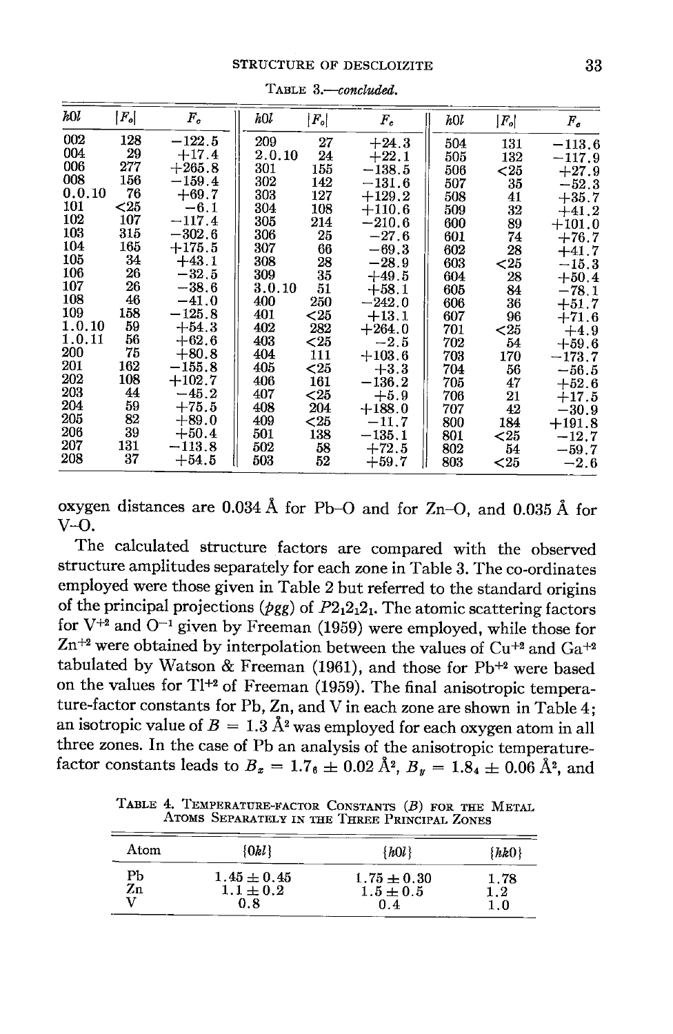TABLE 3.—*concluded.*

| $h0l$ | $\|F_o\|$ | $F_c$ | $h0l$ | $\|F_o\|$ | $F_c$ | $h0l$ | $\|F_o\|$ | $F_c$ |
|---|---|---|---|---|---|---|---|---|
| 002 | 128 | −122.5 | 209 | 27 | +24.3 | 504 | 131 | −113.6 |
| 004 | 29 | +17.4 | 2.0.10 | 24 | +22.1 | 505 | 132 | −117.9 |
| 006 | 277 | +265.8 | 301 | 155 | −138.5 | 506 | <25 | +27.9 |
| 008 | 156 | −159.4 | 302 | 142 | −131.6 | 507 | 35 | −52.3 |
| 0.0.10 | 76 | +69.7 | 303 | 127 | +129.2 | 508 | 41 | +35.7 |
| 101 | <25 | −6.1 | 304 | 108 | +110.6 | 509 | 32 | +41.2 |
| 102 | 107 | −117.4 | 305 | 214 | −210.6 | 600 | 89 | +101.0 |
| 103 | 315 | −302.6 | 306 | 25 | −27.6 | 601 | 74 | +76.7 |
| 104 | 165 | +175.5 | 307 | 66 | −69.3 | 602 | 28 | +41.7 |
| 105 | 34 | +43.1 | 308 | 28 | −28.9 | 603 | <25 | −15.3 |
| 106 | 26 | −32.5 | 309 | 35 | +49.5 | 604 | 28 | +50.4 |
| 107 | 26 | −38.6 | 3.0.10 | 51 | +58.1 | 605 | 84 | −78.1 |
| 108 | 46 | −41.0 | 400 | 250 | −242.0 | 606 | 36 | +51.7 |
| 109 | 158 | −125.8 | 401 | <25 | +13.1 | 607 | 96 | +71.6 |
| 1.0.10 | 59 | +54.3 | 402 | 282 | +264.0 | 701 | <25 | +4.9 |
| 1.0.11 | 56 | +62.6 | 403 | <25 | −2.5 | 702 | 54 | +59.6 |
| 200 | 75 | +80.8 | 404 | 111 | +103.6 | 703 | 170 | −173.7 |
| 201 | 162 | −155.8 | 405 | <25 | +3.3 | 704 | 56 | −56.5 |
| 202 | 108 | +102.7 | 406 | 161 | −136.2 | 705 | 47 | +52.6 |
| 203 | 44 | −45.2 | 407 | <25 | +5.9 | 706 | 21 | +17.5 |
| 204 | 59 | +75.5 | 408 | 204 | +188.0 | 707 | 42 | −30.9 |
| 205 | 82 | +89.0 | 409 | <25 | −11.7 | 800 | 184 | +191.8 |
| 206 | 39 | +50.4 | 501 | 138 | −135.1 | 801 | <25 | −12.7 |
| 207 | 131 | −113.8 | 502 | 58 | +72.5 | 802 | 54 | −59.7 |
| 208 | 37 | +54.5 | 503 | 52 | +59.7 | 803 | <25 | −2.6 |

oxygen distances are 0.034 Å for Pb–O and for Zn–O, and 0.035 Å for V–O.

The calculated structure factors are compared with the observed structure amplitudes separately for each zone in Table 3. The co-ordinates employed were those given in Table 2 but referred to the standard origins of the principal projections (*pgg*) of $P2_12_12_1$. The atomic scattering factors for $V^{+2}$ and $O^{-1}$ given by Freeman (1959) were employed, while those for $Zn^{+2}$ were obtained by interpolation between the values of $Cu^{+2}$ and $Ga^{+2}$ tabulated by Watson & Freeman (1961), and those for $Pb^{+2}$ were based on the values for $Tl^{+2}$ of Freeman (1959). The final anisotropic temperature-factor constants for Pb, Zn, and V in each zone are shown in Table 4; an isotropic value of $B = 1.3$ Å$^2$ was employed for each oxygen atom in all three zones. In the case of Pb an analysis of the anisotropic temperature-factor constants leads to $B_x = 1.7_6 \pm 0.02$ Å$^2$, $B_y = 1.8_4 \pm 0.06$ Å$^2$, and

TABLE 4. TEMPERATURE-FACTOR CONSTANTS ($B$) FOR THE METAL ATOMS SEPARATELY IN THE THREE PRINCIPAL ZONES

| Atom | $\{0kl\}$ | $\{h0l\}$ | $\{hk0\}$ |
|---|---|---|---|
| Pb | 1.45 ± 0.45 | 1.75 ± 0.30 | 1.78 |
| Zn | 1.1 ± 0.2 | 1.5 ± 0.5 | 1.2 |
| V | 0.8 | 0.4 | 1.0 |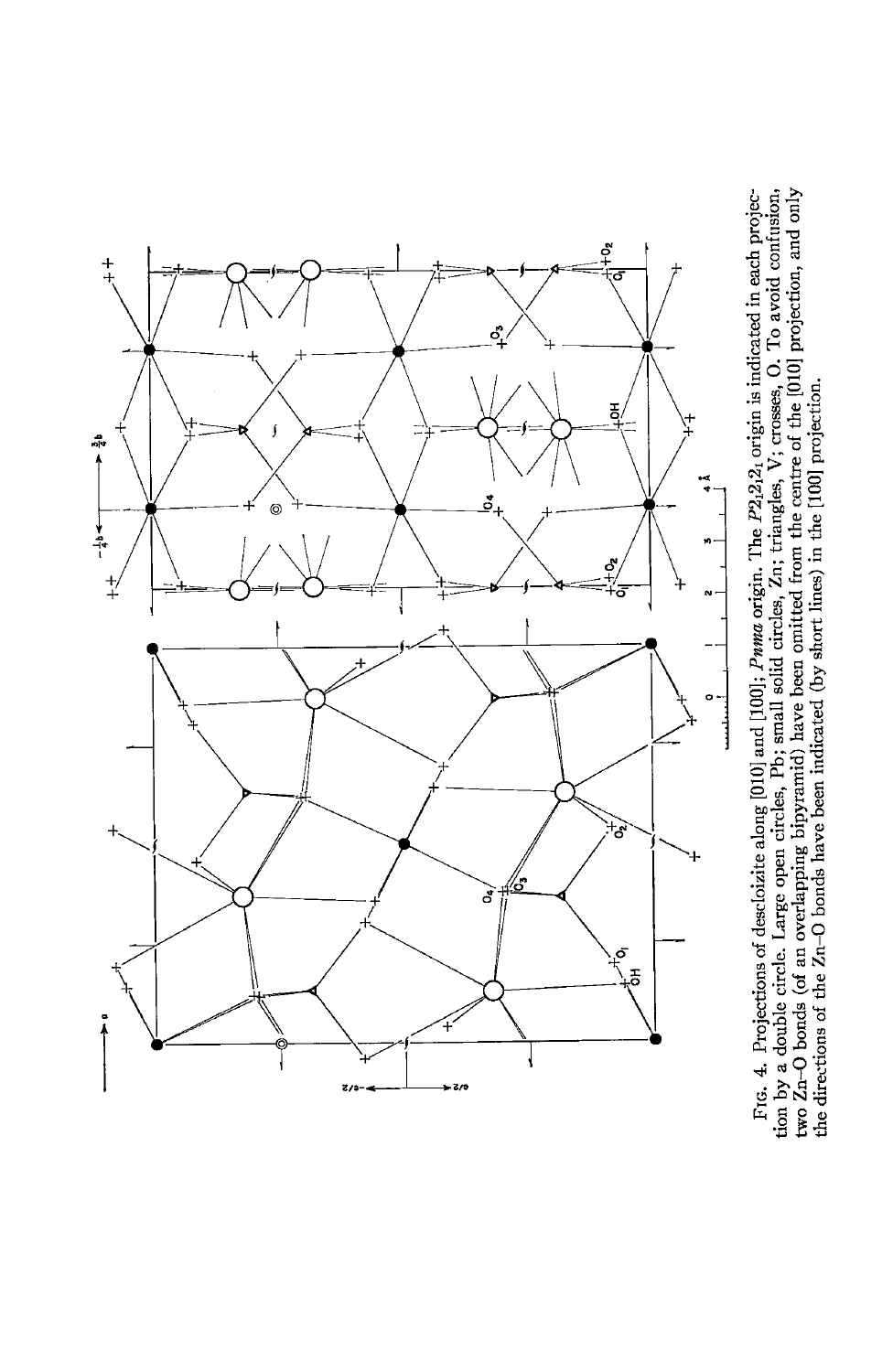Fig. 4. Projections of descloizite along [010] and [100]; *Pnma* origin. The $P2_12_12_1$ origin is indicated in each projection by a double circle. Large open circles, Pb; small solid circles, Zn; triangles, V; crosses, O. To avoid confusion, two Zn–O bonds (of an overlapping bipyramid) have been omitted from the centre of the [010] projection, and only the directions of the Zn–O bonds have been indicated (by short lines) in the [100] projection.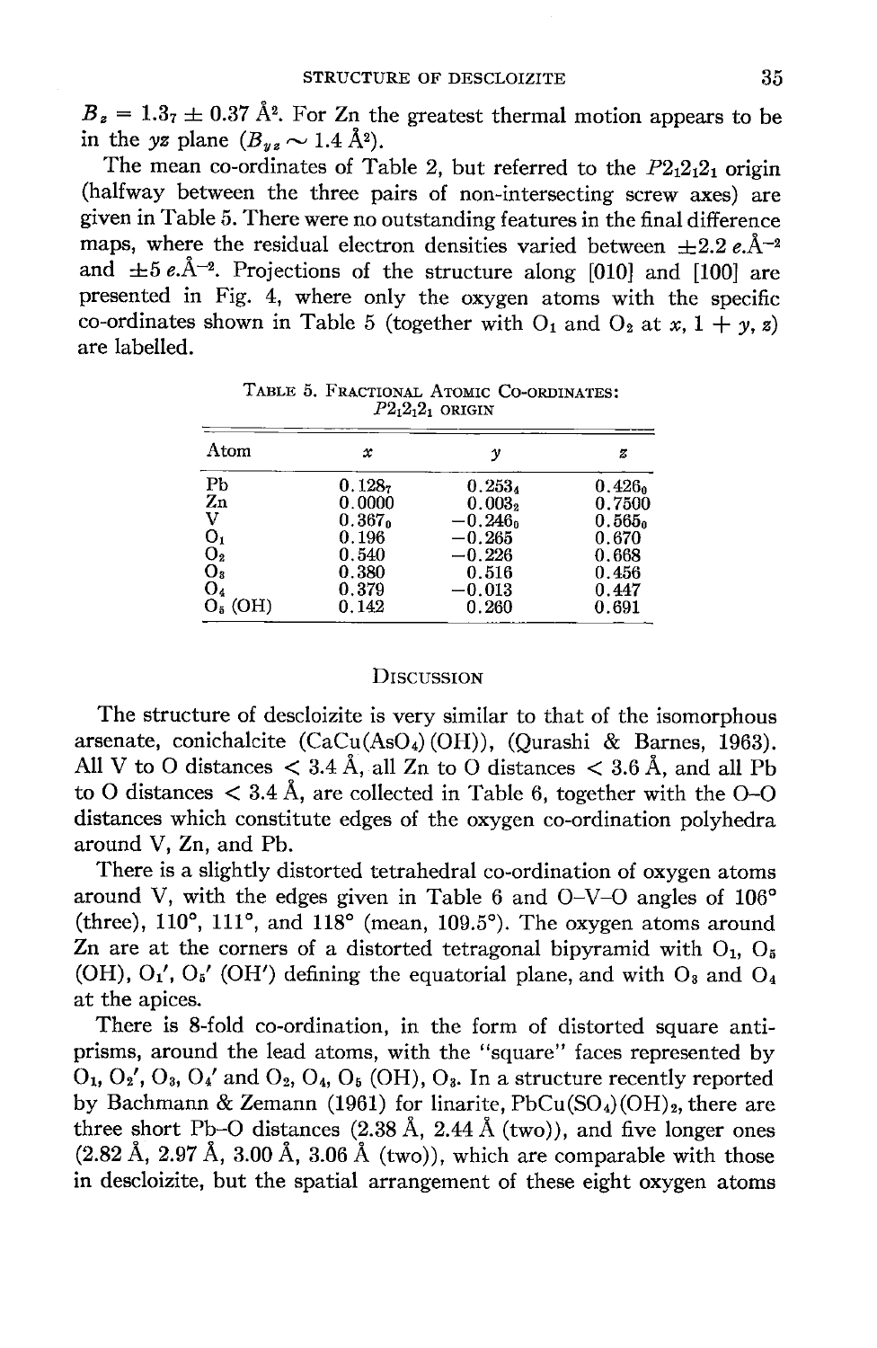$B_z = 1.3_7 \pm 0.37$ Å$^2$. For Zn the greatest thermal motion appears to be in the $yz$ plane ($B_{yz} \sim 1.4$ Å$^2$).

The mean co-ordinates of Table 2, but referred to the $P2_12_12_1$ origin (halfway between the three pairs of non-intersecting screw axes) are given in Table 5. There were no outstanding features in the final difference maps, where the residual electron densities varied between $\pm 2.2$ $e$.Å$^{-2}$ and $\pm 5$ $e$.Å$^{-2}$. Projections of the structure along [010] and [100] are presented in Fig. 4, where only the oxygen atoms with the specific co-ordinates shown in Table 5 (together with $O_1$ and $O_2$ at $x, 1+y, z$) are labelled.

TABLE 5. FRACTIONAL ATOMIC CO-ORDINATES: $P2_12_12_1$ ORIGIN

| Atom | $x$ | $y$ | $z$ |
|---|---|---|---|
| Pb | $0.128_7$ | $0.253_4$ | $0.426_0$ |
| Zn | 0.0000 | $0.003_2$ | 0.7500 |
| V | $0.367_0$ | $-0.246_0$ | $0.565_0$ |
| $O_1$ | 0.196 | −0.265 | 0.670 |
| $O_2$ | 0.540 | −0.226 | 0.668 |
| $O_3$ | 0.380 | 0.516 | 0.456 |
| $O_4$ | 0.379 | −0.013 | 0.447 |
| $O_5$ (OH) | 0.142 | 0.260 | 0.691 |

## DISCUSSION

The structure of descloizite is very similar to that of the isomorphous arsenate, conichalcite ($CaCu(AsO_4)(OH)$), (Qurashi & Barnes, 1963). All V to O distances < 3.4 Å, all Zn to O distances < 3.6 Å, and all Pb to O distances < 3.4 Å, are collected in Table 6, together with the O–O distances which constitute edges of the oxygen co-ordination polyhedra around V, Zn, and Pb.

There is a slightly distorted tetrahedral co-ordination of oxygen atoms around V, with the edges given in Table 6 and O–V–O angles of 106° (three), 110°, 111°, and 118° (mean, 109.5°). The oxygen atoms around Zn are at the corners of a distorted tetragonal bipyramid with $O_1$, $O_5$ (OH), $O_1'$, $O_5'$ (OH′) defining the equatorial plane, and with $O_3$ and $O_4$ at the apices.

There is 8-fold co-ordination, in the form of distorted square anti-prisms, around the lead atoms, with the "square" faces represented by $O_1$, $O_2'$, $O_3$, $O_4'$ and $O_2$, $O_4$, $O_5$ (OH), $O_3$. In a structure recently reported by Bachmann & Zemann (1961) for linarite, $PbCu(SO_4)(OH)_2$, there are three short Pb–O distances (2.38 Å, 2.44 Å (two)), and five longer ones (2.82 Å, 2.97 Å, 3.00 Å, 3.06 Å (two)), which are comparable with those in descloizite, but the spatial arrangement of these eight oxygen atoms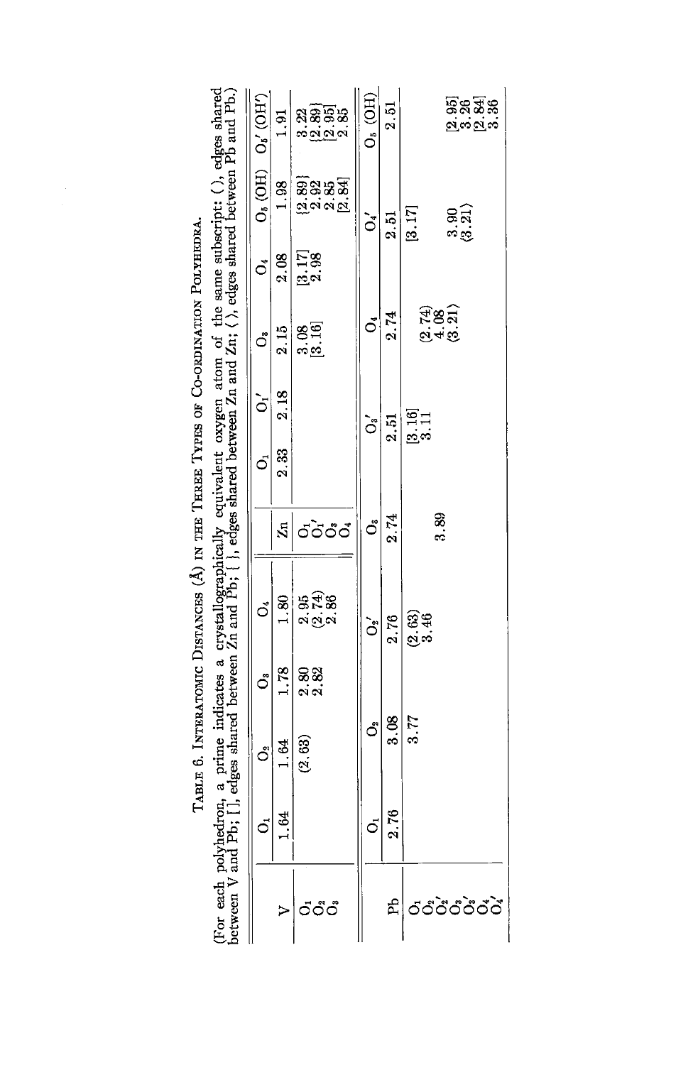**TABLE 6. INTERATOMIC DISTANCES (Å) IN THE THREE TYPES OF CO-ORDINATION POLYHEDRA.**

(For each polyhedron, a prime indicates a crystallographically equivalent oxygen atom of the same subscript: ( ), edges shared between V and Pb; [ ], edges shared between Zn and Pb; { }, edges shared between Zn and Zn; ⟨ ⟩, edges shared between Pb and Pb.)

| | $O_1$ | $O_2$ | $O_3$ | $O_4$ |
|---|---|---|---|---|
| V | 1.64 | 1.64 | 1.78 | 1.80 |
| $O_1$ | | (2.63) | 2.80 | 2.95 |
| $O_2$ | | | 2.82 | (2.74) |
| $O_3$ | | | | 2.86 |

| | $O_1$ | $O_1'$ | $O_3$ | $O_4$ | $O_5$ (OH) | $O_5'$ (OH') |
|---|---|---|---|---|---|---|
| Zn | 2.33 | 2.18 | 2.15 | 2.08 | 1.98 | 1.91 |
| $O_1$ | | | 3.08 | [3.17] | {2.89} | 3.22 |
| $O_1'$ | | | [3.16] | 2.98 | 2.92 | {2.89} |
| $O_3$ | | | | | 2.85 | [2.95] |
| $O_4$ | | | | | [2.84] | 2.85 |

| | $O_1$ | $O_2$ | $O_2'$ | $O_3$ | $O_3'$ | $O_4$ | $O_4'$ | $O_5$ (OH) |
|---|---|---|---|---|---|---|---|---|
| Pb | 2.76 | 3.08 | 2.76 | 2.74 | 2.51 | 2.74 | 2.51 | 2.51 |
| $O_1$ | | 3.77 | (2.63) | | [3.16] | | [3.17] | |
| $O_2$ | | | 3.46 | | 3.11 | (2.74) | | |
| $O_2'$ | | | | 3.89 | | 4.08 | 3.90 | |
| $O_3$ | | | | | | ⟨3.21⟩ | | [2.95] |
| $O_3'$ | | | | | | | ⟨3.21⟩ | 3.26 |
| $O_4$ | | | | | | | | [2.84] |
| $O_4'$ | | | | | | | | 3.36 |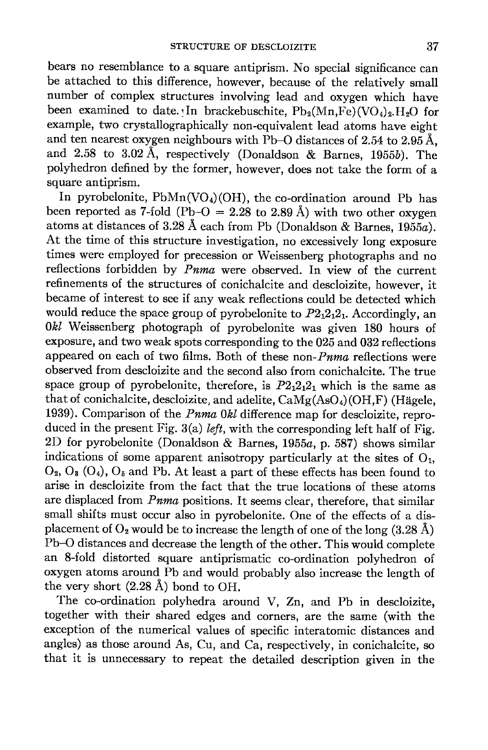bears no resemblance to a square antiprism. No special significance can be attached to this difference, however, because of the relatively small number of complex structures involving lead and oxygen which have been examined to date. In brackebuschite, $Pb_2(Mn,Fe)(VO_4)_2.H_2O$ for example, two crystallographically non-equivalent lead atoms have eight and ten nearest oxygen neighbours with Pb–O distances of 2.54 to 2.95 Å, and 2.58 to 3.02 Å, respectively (Donaldson & Barnes, 1955*b*). The polyhedron defined by the former, however, does not take the form of a square antiprism.

In pyrobelonite, $PbMn(VO_4)(OH)$, the co-ordination around Pb has been reported as 7-fold (Pb–O = 2.28 to 2.89 Å) with two other oxygen atoms at distances of 3.28 Å each from Pb (Donaldson & Barnes, 1955*a*). At the time of this structure investigation, no excessively long exposure times were employed for precession or Weissenberg photographs and no reflections forbidden by *Pnma* were observed. In view of the current refinements of the structures of conichalcite and descloizite, however, it became of interest to see if any weak reflections could be detected which would reduce the space group of pyrobelonite to $P2_12_12_1$. Accordingly, an $0kl$ Weissenberg photograph of pyrobelonite was given 180 hours of exposure, and two weak spots corresponding to the 025 and 032 reflections appeared on each of two films. Both of these non-*Pnma* reflections were observed from descloizite and the second also from conichalcite. The true space group of pyrobelonite, therefore, is $P2_12_12_1$ which is the same as that of conichalcite, descloizite, and adelite, $CaMg(AsO_4)(OH,F)$ (Hägele, 1939). Comparison of the *Pnma* $0kl$ difference map for descloizite, reproduced in the present Fig. 3(a) *left*, with the corresponding left half of Fig. 2D for pyrobelonite (Donaldson & Barnes, 1955*a*, p. 587) shows similar indications of some apparent anisotropy particularly at the sites of $O_1$, $O_2$, $O_3$ ($O_4$), $O_5$ and Pb. At least a part of these effects has been found to arise in descloizite from the fact that the true locations of these atoms are displaced from *Pnma* positions. It seems clear, therefore, that similar small shifts must occur also in pyrobelonite. One of the effects of a displacement of $O_2$ would be to increase the length of one of the long (3.28 Å) Pb–O distances and decrease the length of the other. This would complete an 8-fold distorted square antiprismatic co-ordination polyhedron of oxygen atoms around Pb and would probably also increase the length of the very short (2.28 Å) bond to OH.

The co-ordination polyhedra around V, Zn, and Pb in descloizite, together with their shared edges and corners, are the same (with the exception of the numerical values of specific interatomic distances and angles) as those around As, Cu, and Ca, respectively, in conichalcite, so that it is unnecessary to repeat the detailed description given in the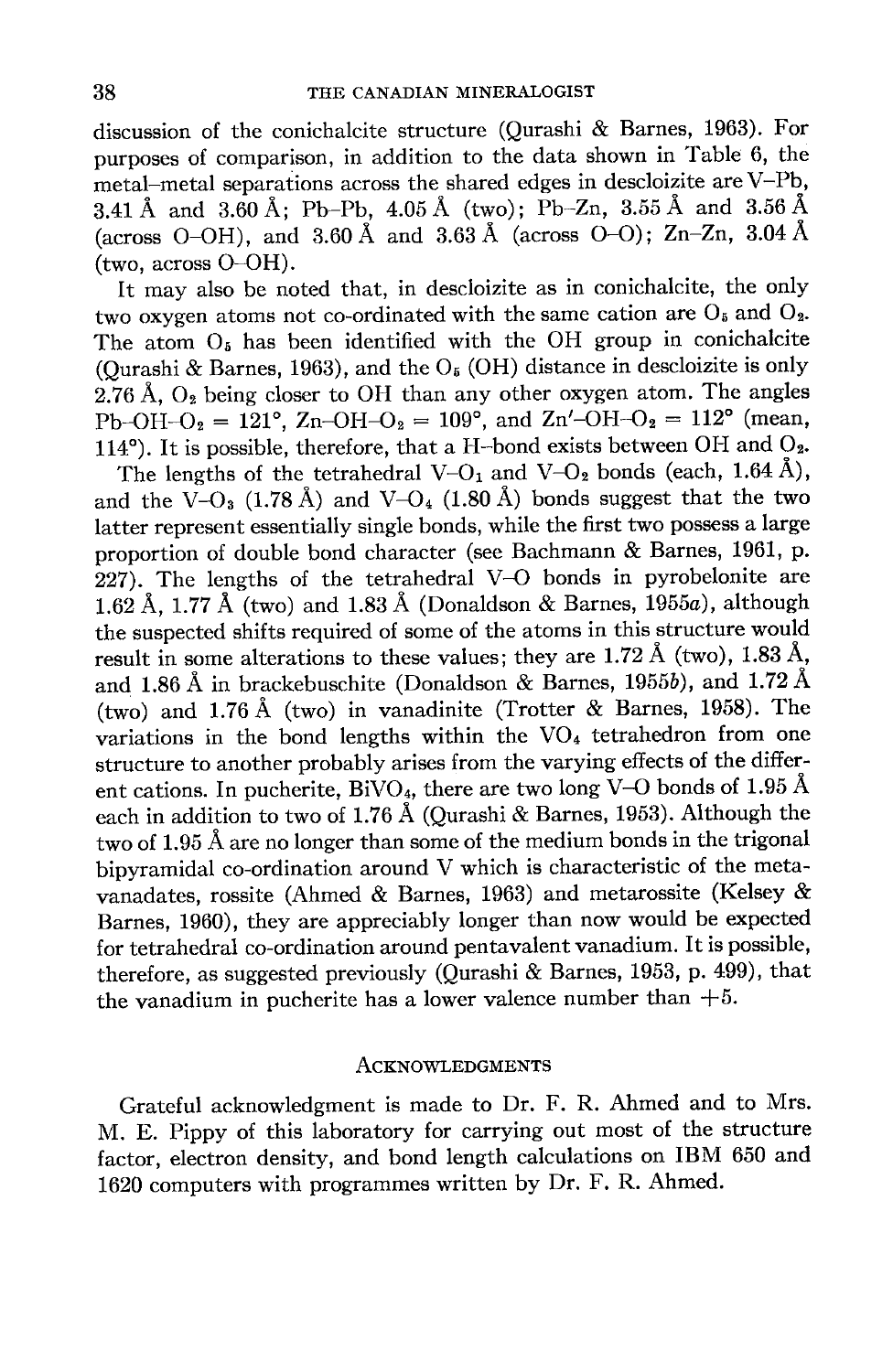discussion of the conichalcite structure (Qurashi & Barnes, 1963). For purposes of comparison, in addition to the data shown in Table 6, the metal–metal separations across the shared edges in descloizite are V–Pb, 3.41 Å and 3.60 Å; Pb–Pb, 4.05 Å (two); Pb–Zn, 3.55 Å and 3.56 Å (across O–OH), and 3.60 Å and 3.63 Å (across O–O); Zn–Zn, 3.04 Å (two, across O–OH).

It may also be noted that, in descloizite as in conichalcite, the only two oxygen atoms not co-ordinated with the same cation are $O_5$ and $O_2$. The atom $O_5$ has been identified with the OH group in conichalcite (Qurashi & Barnes, 1963), and the $O_5$ (OH) distance in descloizite is only 2.76 Å, $O_2$ being closer to OH than any other oxygen atom. The angles Pb–OH–$O_2$ = 121°, Zn–OH–$O_2$ = 109°, and Zn′–OH–$O_2$ = 112° (mean, 114°). It is possible, therefore, that a H–bond exists between OH and $O_2$.

The lengths of the tetrahedral V–$O_1$ and V–$O_2$ bonds (each, 1.64 Å), and the V–$O_3$ (1.78 Å) and V–$O_4$ (1.80 Å) bonds suggest that the two latter represent essentially single bonds, while the first two possess a large proportion of double bond character (see Bachmann & Barnes, 1961, p. 227). The lengths of the tetrahedral V–O bonds in pyrobelonite are 1.62 Å, 1.77 Å (two) and 1.83 Å (Donaldson & Barnes, 1955*a*), although the suspected shifts required of some of the atoms in this structure would result in some alterations to these values; they are 1.72 Å (two), 1.83 Å, and 1.86 Å in brackebuschite (Donaldson & Barnes, 1955*b*), and 1.72 Å (two) and 1.76 Å (two) in vanadinite (Trotter & Barnes, 1958). The variations in the bond lengths within the $VO_4$ tetrahedron from one structure to another probably arises from the varying effects of the different cations. In pucherite, $BiVO_4$, there are two long V–O bonds of 1.95 Å each in addition to two of 1.76 Å (Qurashi & Barnes, 1953). Although the two of 1.95 Å are no longer than some of the medium bonds in the trigonal bipyramidal co-ordination around V which is characteristic of the metavanadates, rossite (Ahmed & Barnes, 1963) and metarossite (Kelsey & Barnes, 1960), they are appreciably longer than now would be expected for tetrahedral co-ordination around pentavalent vanadium. It is possible, therefore, as suggested previously (Qurashi & Barnes, 1953, p. 499), that the vanadium in pucherite has a lower valence number than +5.

## Acknowledgments

Grateful acknowledgment is made to Dr. F. R. Ahmed and to Mrs. M. E. Pippy of this laboratory for carrying out most of the structure factor, electron density, and bond length calculations on IBM 650 and 1620 computers with programmes written by Dr. F. R. Ahmed.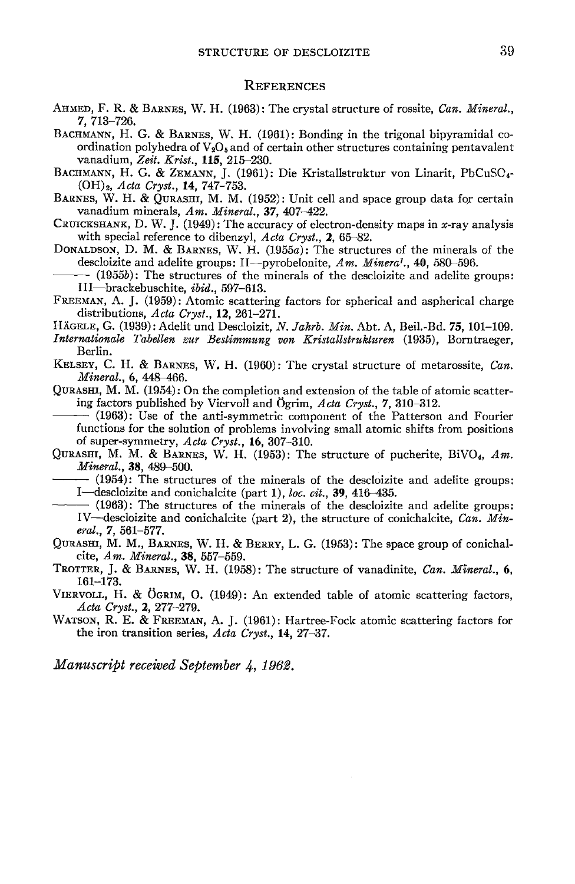## References

Ahmed, F. R. & Barnes, W. H. (1963): The crystal structure of rossite, *Can. Mineral.*, **7**, 713–726.

Bachmann, H. G. & Barnes, W. H. (1961): Bonding in the trigonal bipyramidal coordination polyhedra of $V_2O_5$ and of certain other structures containing pentavalent vanadium, *Zeit. Krist.*, **115**, 215–230.

Bachmann, H. G. & Zemann, J. (1961): Die Kristallstruktur von Linarit, $PbCuSO_4(OH)_2$, *Acta Cryst.*, **14**, 747–753.

Barnes, W. H. & Qurashi, M. M. (1952): Unit cell and space group data for certain vanadium minerals, *Am. Mineral.*, **37**, 407–422.

Cruickshank, D. W. J. (1949): The accuracy of electron-density maps in *x*-ray analysis with special reference to dibenzyl, *Acta Cryst.*, **2**, 65–82.

Donaldson, D. M. & Barnes, W. H. (1955*a*): The structures of the minerals of the descloizite and adelite groups: II—pyrobelonite, *Am. Mineral.*, **40**, 580–596.

——— (1955*b*): The structures of the minerals of the descloizite and adelite groups: III—brackebuschite, *ibid.*, 597–613.

Freeman, A. J. (1959): Atomic scattering factors for spherical and aspherical charge distributions, *Acta Cryst.*, **12**, 261–271.

Hägele, G. (1939): Adelit und Descloizit, *N. Jahrb. Min.* Abt. A, Beil.-Bd. **75**, 101–109.

*Internationale Tabellen zur Bestimmung von Kristallstrukturen* (1935), Borntraeger, Berlin.

Kelsey, C. H. & Barnes, W. H. (1960): The crystal structure of metarossite, *Can. Mineral.*, **6**, 448–466.

Qurashi, M. M. (1954): On the completion and extension of the table of atomic scattering factors published by Viervoll and Ögrim, *Acta Cryst.*, **7**, 310–312.

——— (1963): Use of the anti-symmetric component of the Patterson and Fourier functions for the solution of problems involving small atomic shifts from positions of super-symmetry, *Acta Cryst.*, **16**, 307–310.

Qurashi, M. M. & Barnes, W. H. (1953): The structure of pucherite, $BiVO_4$, *Am. Mineral.*, **38**, 489–500.

——— (1954): The structures of the minerals of the descloizite and adelite groups: I—descloizite and conichalcite (part 1), *loc. cit.*, **39**, 416–435.

——— (1963): The structures of the minerals of the descloizite and adelite groups: IV—descloizite and conichalcite (part 2), the structure of conichalcite, *Can. Mineral.*, **7**, 561–577.

Qurashi, M. M., Barnes, W. H. & Berry, L. G. (1953): The space group of conichalcite, *Am. Mineral.*, **38**, 557–559.

Trotter, J. & Barnes, W. H. (1958): The structure of vanadinite, *Can. Mineral.*, **6**, 161–173.

Viervoll, H. & Ögrim, O. (1949): An extended table of atomic scattering factors, *Acta Cryst.*, **2**, 277–279.

Watson, R. E. & Freeman, A. J. (1961): Hartree-Fock atomic scattering factors for the iron transition series, *Acta Cryst.*, **14**, 27–37.

*Manuscript received September 4, 1962.*